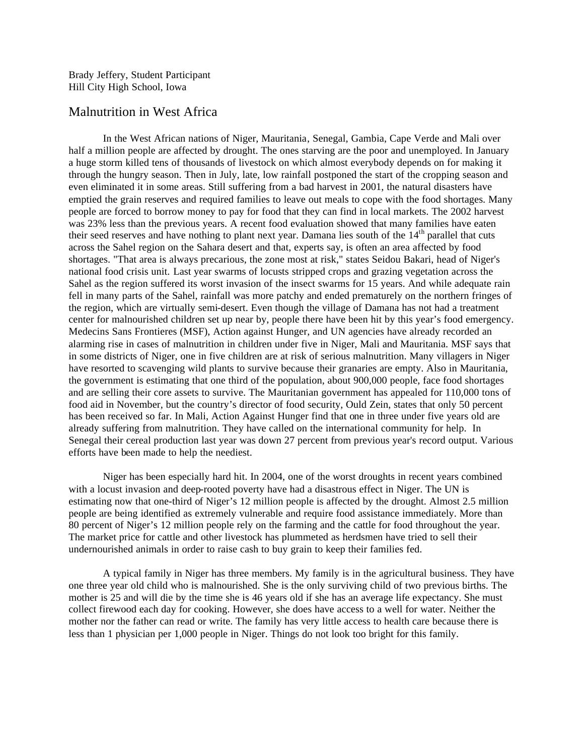Brady Jeffery, Student Participant
Hill City High School, Iowa

# Malnutrition in West Africa

In the West African nations of Niger, Mauritania, Senegal, Gambia, Cape Verde and Mali over half a million people are affected by drought. The ones starving are the poor and unemployed. In January a huge storm killed tens of thousands of livestock on which almost everybody depends on for making it through the hungry season. Then in July, late, low rainfall postponed the start of the cropping season and even eliminated it in some areas. Still suffering from a bad harvest in 2001, the natural disasters have emptied the grain reserves and required families to leave out meals to cope with the food shortages. Many people are forced to borrow money to pay for food that they can find in local markets. The 2002 harvest was 23% less than the previous years. A recent food evaluation showed that many families have eaten their seed reserves and have nothing to plant next year. Damana lies south of the 14th parallel that cuts across the Sahel region on the Sahara desert and that, experts say, is often an area affected by food shortages. "That area is always precarious, the zone most at risk," states Seidou Bakari, head of Niger's national food crisis unit. Last year swarms of locusts stripped crops and grazing vegetation across the Sahel as the region suffered its worst invasion of the insect swarms for 15 years. And while adequate rain fell in many parts of the Sahel, rainfall was more patchy and ended prematurely on the northern fringes of the region, which are virtually semi-desert. Even though the village of Damana has not had a treatment center for malnourished children set up near by, people there have been hit by this year's food emergency. Medecins Sans Frontieres (MSF), Action against Hunger, and UN agencies have already recorded an alarming rise in cases of malnutrition in children under five in Niger, Mali and Mauritania. MSF says that in some districts of Niger, one in five children are at risk of serious malnutrition. Many villagers in Niger have resorted to scavenging wild plants to survive because their granaries are empty. Also in Mauritania, the government is estimating that one third of the population, about 900,000 people, face food shortages and are selling their core assets to survive. The Mauritanian government has appealed for 110,000 tons of food aid in November, but the country's director of food security, Ould Zein, states that only 50 percent has been received so far. In Mali, Action Against Hunger find that one in three under five years old are already suffering from malnutrition. They have called on the international community for help. In Senegal their cereal production last year was down 27 percent from previous year's record output. Various efforts have been made to help the neediest.

Niger has been especially hard hit. In 2004, one of the worst droughts in recent years combined with a locust invasion and deep-rooted poverty have had a disastrous effect in Niger. The UN is estimating now that one-third of Niger's 12 million people is affected by the drought. Almost 2.5 million people are being identified as extremely vulnerable and require food assistance immediately. More than 80 percent of Niger's 12 million people rely on the farming and the cattle for food throughout the year. The market price for cattle and other livestock has plummeted as herdsmen have tried to sell their undernourished animals in order to raise cash to buy grain to keep their families fed.

A typical family in Niger has three members. My family is in the agricultural business. They have one three year old child who is malnourished. She is the only surviving child of two previous births. The mother is 25 and will die by the time she is 46 years old if she has an average life expectancy. She must collect firewood each day for cooking. However, she does have access to a well for water. Neither the mother nor the father can read or write. The family has very little access to health care because there is less than 1 physician per 1,000 people in Niger. Things do not look too bright for this family.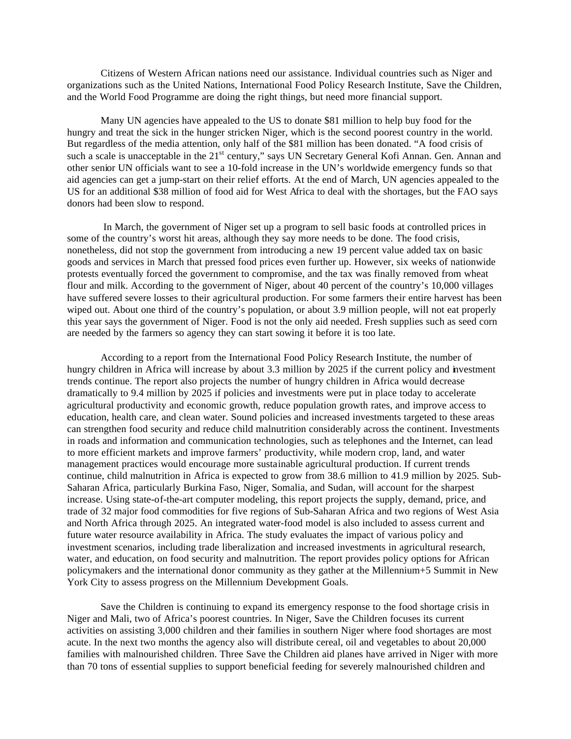Citizens of Western African nations need our assistance. Individual countries such as Niger and organizations such as the United Nations, International Food Policy Research Institute, Save the Children, and the World Food Programme are doing the right things, but need more financial support.

Many UN agencies have appealed to the US to donate $81 million to help buy food for the hungry and treat the sick in the hunger stricken Niger, which is the second poorest country in the world. But regardless of the media attention, only half of the $81 million has been donated. "A food crisis of such a scale is unacceptable in the 21st century," says UN Secretary General Kofi Annan. Gen. Annan and other senior UN officials want to see a 10-fold increase in the UN's worldwide emergency funds so that aid agencies can get a jump-start on their relief efforts. At the end of March, UN agencies appealed to the US for an additional $38 million of food aid for West Africa to deal with the shortages, but the FAO says donors had been slow to respond.

In March, the government of Niger set up a program to sell basic foods at controlled prices in some of the country's worst hit areas, although they say more needs to be done. The food crisis, nonetheless, did not stop the government from introducing a new 19 percent value added tax on basic goods and services in March that pressed food prices even further up. However, six weeks of nationwide protests eventually forced the government to compromise, and the tax was finally removed from wheat flour and milk. According to the government of Niger, about 40 percent of the country's 10,000 villages have suffered severe losses to their agricultural production. For some farmers their entire harvest has been wiped out. About one third of the country's population, or about 3.9 million people, will not eat properly this year says the government of Niger. Food is not the only aid needed. Fresh supplies such as seed corn are needed by the farmers so agency they can start sowing it before it is too late.

According to a report from the International Food Policy Research Institute, the number of hungry children in Africa will increase by about 3.3 million by 2025 if the current policy and investment trends continue. The report also projects the number of hungry children in Africa would decrease dramatically to 9.4 million by 2025 if policies and investments were put in place today to accelerate agricultural productivity and economic growth, reduce population growth rates, and improve access to education, health care, and clean water. Sound policies and increased investments targeted to these areas can strengthen food security and reduce child malnutrition considerably across the continent. Investments in roads and information and communication technologies, such as telephones and the Internet, can lead to more efficient markets and improve farmers' productivity, while modern crop, land, and water management practices would encourage more sustainable agricultural production. If current trends continue, child malnutrition in Africa is expected to grow from 38.6 million to 41.9 million by 2025. Sub-Saharan Africa, particularly Burkina Faso, Niger, Somalia, and Sudan, will account for the sharpest increase. Using state-of-the-art computer modeling, this report projects the supply, demand, price, and trade of 32 major food commodities for five regions of Sub-Saharan Africa and two regions of West Asia and North Africa through 2025. An integrated water-food model is also included to assess current and future water resource availability in Africa. The study evaluates the impact of various policy and investment scenarios, including trade liberalization and increased investments in agricultural research, water, and education, on food security and malnutrition. The report provides policy options for African policymakers and the international donor community as they gather at the Millennium+5 Summit in New York City to assess progress on the Millennium Development Goals.

Save the Children is continuing to expand its emergency response to the food shortage crisis in Niger and Mali, two of Africa's poorest countries. In Niger, Save the Children focuses its current activities on assisting 3,000 children and their families in southern Niger where food shortages are most acute. In the next two months the agency also will distribute cereal, oil and vegetables to about 20,000 families with malnourished children. Three Save the Children aid planes have arrived in Niger with more than 70 tons of essential supplies to support beneficial feeding for severely malnourished children and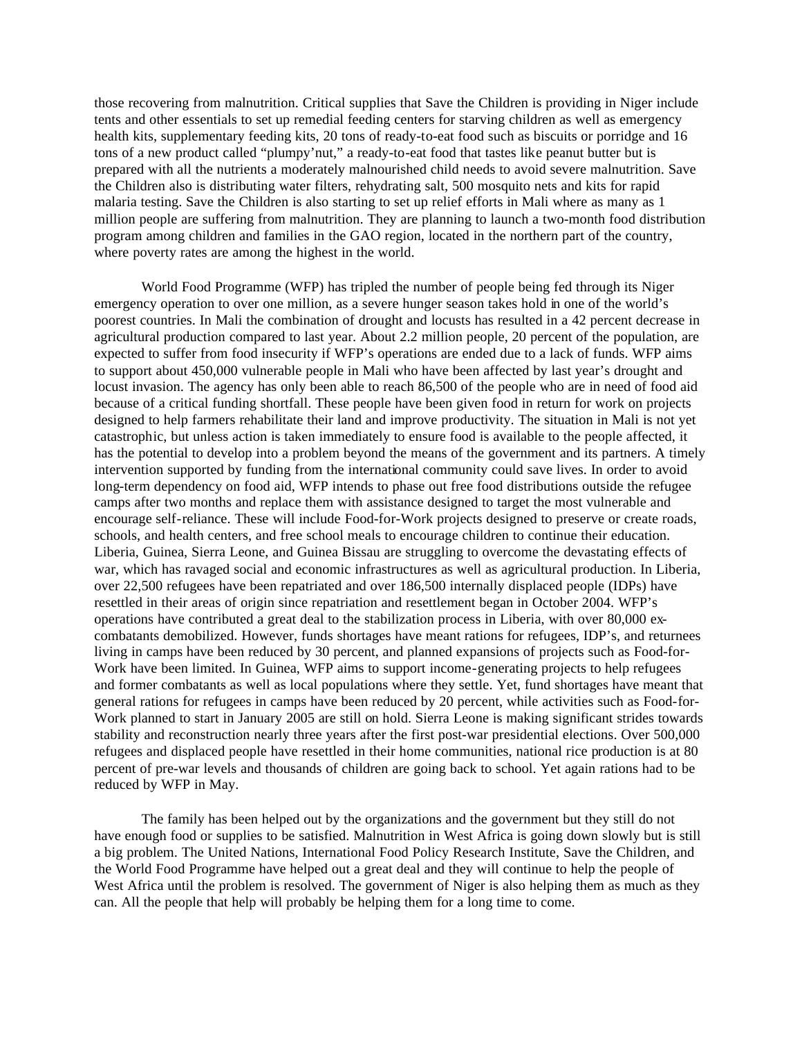those recovering from malnutrition. Critical supplies that Save the Children is providing in Niger include tents and other essentials to set up remedial feeding centers for starving children as well as emergency health kits, supplementary feeding kits, 20 tons of ready-to-eat food such as biscuits or porridge and 16 tons of a new product called "plumpy'nut," a ready-to-eat food that tastes like peanut butter but is prepared with all the nutrients a moderately malnourished child needs to avoid severe malnutrition. Save the Children also is distributing water filters, rehydrating salt, 500 mosquito nets and kits for rapid malaria testing. Save the Children is also starting to set up relief efforts in Mali where as many as 1 million people are suffering from malnutrition. They are planning to launch a two-month food distribution program among children and families in the GAO region, located in the northern part of the country, where poverty rates are among the highest in the world.

World Food Programme (WFP) has tripled the number of people being fed through its Niger emergency operation to over one million, as a severe hunger season takes hold in one of the world's poorest countries. In Mali the combination of drought and locusts has resulted in a 42 percent decrease in agricultural production compared to last year. About 2.2 million people, 20 percent of the population, are expected to suffer from food insecurity if WFP's operations are ended due to a lack of funds. WFP aims to support about 450,000 vulnerable people in Mali who have been affected by last year's drought and locust invasion. The agency has only been able to reach 86,500 of the people who are in need of food aid because of a critical funding shortfall. These people have been given food in return for work on projects designed to help farmers rehabilitate their land and improve productivity. The situation in Mali is not yet catastrophic, but unless action is taken immediately to ensure food is available to the people affected, it has the potential to develop into a problem beyond the means of the government and its partners. A timely intervention supported by funding from the international community could save lives. In order to avoid long-term dependency on food aid, WFP intends to phase out free food distributions outside the refugee camps after two months and replace them with assistance designed to target the most vulnerable and encourage self-reliance. These will include Food-for-Work projects designed to preserve or create roads, schools, and health centers, and free school meals to encourage children to continue their education. Liberia, Guinea, Sierra Leone, and Guinea Bissau are struggling to overcome the devastating effects of war, which has ravaged social and economic infrastructures as well as agricultural production. In Liberia, over 22,500 refugees have been repatriated and over 186,500 internally displaced people (IDPs) have resettled in their areas of origin since repatriation and resettlement began in October 2004. WFP's operations have contributed a great deal to the stabilization process in Liberia, with over 80,000 ex-combatants demobilized. However, funds shortages have meant rations for refugees, IDP's, and returnees living in camps have been reduced by 30 percent, and planned expansions of projects such as Food-for-Work have been limited. In Guinea, WFP aims to support income-generating projects to help refugees and former combatants as well as local populations where they settle. Yet, fund shortages have meant that general rations for refugees in camps have been reduced by 20 percent, while activities such as Food-for-Work planned to start in January 2005 are still on hold. Sierra Leone is making significant strides towards stability and reconstruction nearly three years after the first post-war presidential elections. Over 500,000 refugees and displaced people have resettled in their home communities, national rice production is at 80 percent of pre-war levels and thousands of children are going back to school. Yet again rations had to be reduced by WFP in May.

The family has been helped out by the organizations and the government but they still do not have enough food or supplies to be satisfied. Malnutrition in West Africa is going down slowly but is still a big problem. The United Nations, International Food Policy Research Institute, Save the Children, and the World Food Programme have helped out a great deal and they will continue to help the people of West Africa until the problem is resolved. The government of Niger is also helping them as much as they can. All the people that help will probably be helping them for a long time to come.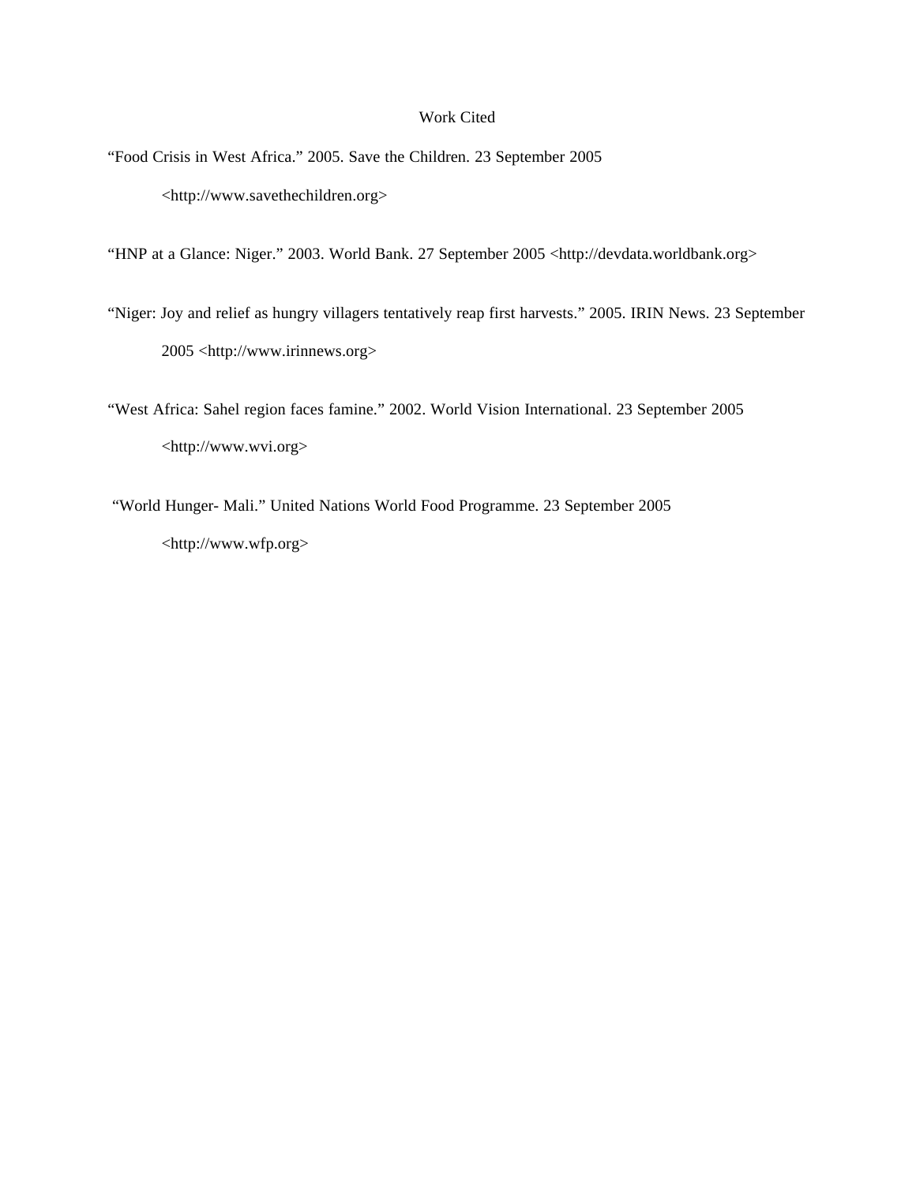# Work Cited

"Food Crisis in West Africa." 2005. Save the Children. 23 September 2005 <http://www.savethechildren.org>

"HNP at a Glance: Niger." 2003. World Bank. 27 September 2005 <http://devdata.worldbank.org>

"Niger: Joy and relief as hungry villagers tentatively reap first harvests." 2005. IRIN News. 23 September 2005 <http://www.irinnews.org>

"West Africa: Sahel region faces famine." 2002. World Vision International. 23 September 2005 <http://www.wvi.org>

"World Hunger- Mali." United Nations World Food Programme. 23 September 2005 <http://www.wfp.org>